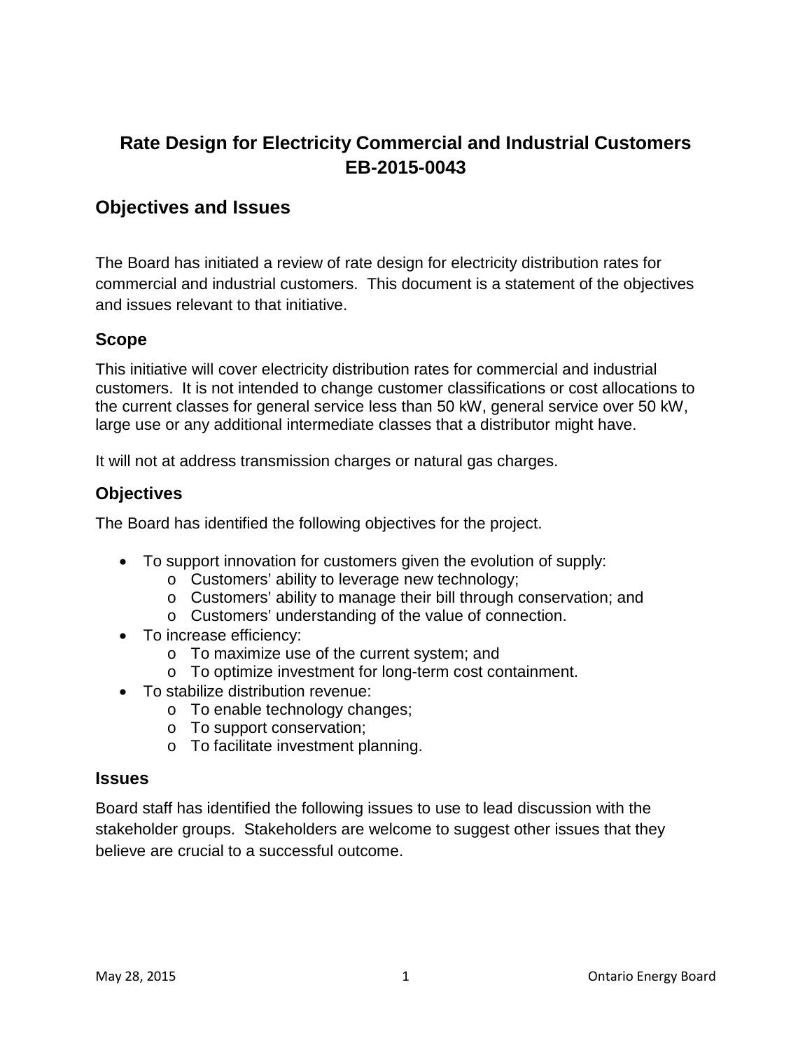# Rate Design for Electricity Commercial and Industrial Customers EB-2015-0043

## Objectives and Issues

The Board has initiated a review of rate design for electricity distribution rates for commercial and industrial customers. This document is a statement of the objectives and issues relevant to that initiative.

### Scope

This initiative will cover electricity distribution rates for commercial and industrial customers. It is not intended to change customer classifications or cost allocations to the current classes for general service less than 50 kW, general service over 50 kW, large use or any additional intermediate classes that a distributor might have.

It will not at address transmission charges or natural gas charges.

### Objectives

The Board has identified the following objectives for the project.

- To support innovation for customers given the evolution of supply:
  - Customers' ability to leverage new technology;
  - Customers' ability to manage their bill through conservation; and
  - Customers' understanding of the value of connection.
- To increase efficiency:
  - To maximize use of the current system; and
  - To optimize investment for long-term cost containment.
- To stabilize distribution revenue:
  - To enable technology changes;
  - To support conservation;
  - To facilitate investment planning.

### Issues

Board staff has identified the following issues to use to lead discussion with the stakeholder groups. Stakeholders are welcome to suggest other issues that they believe are crucial to a successful outcome.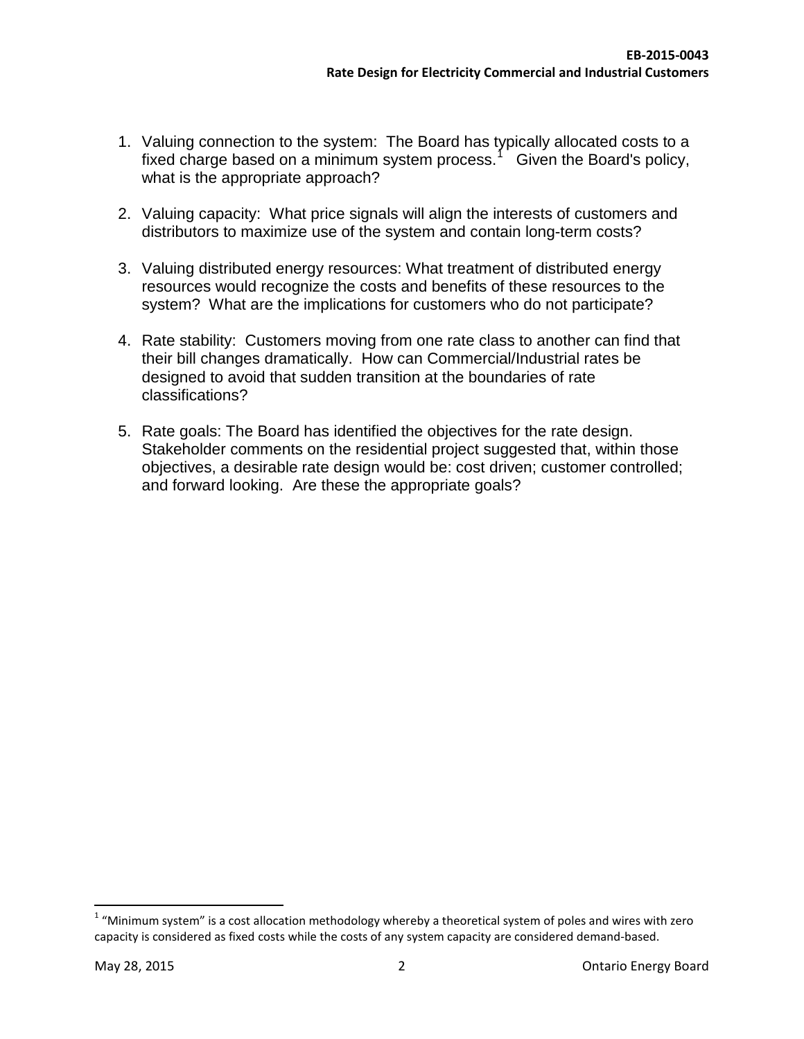1. Valuing connection to the system: The Board has typically allocated costs to a fixed charge based on a minimum system process.[1] Given the Board's policy, what is the appropriate approach?

2. Valuing capacity: What price signals will align the interests of customers and distributors to maximize use of the system and contain long-term costs?

3. Valuing distributed energy resources: What treatment of distributed energy resources would recognize the costs and benefits of these resources to the system? What are the implications for customers who do not participate?

4. Rate stability: Customers moving from one rate class to another can find that their bill changes dramatically. How can Commercial/Industrial rates be designed to avoid that sudden transition at the boundaries of rate classifications?

5. Rate goals: The Board has identified the objectives for the rate design. Stakeholder comments on the residential project suggested that, within those objectives, a desirable rate design would be: cost driven; customer controlled; and forward looking. Are these the appropriate goals?

[1] "Minimum system" is a cost allocation methodology whereby a theoretical system of poles and wires with zero capacity is considered as fixed costs while the costs of any system capacity are considered demand-based.